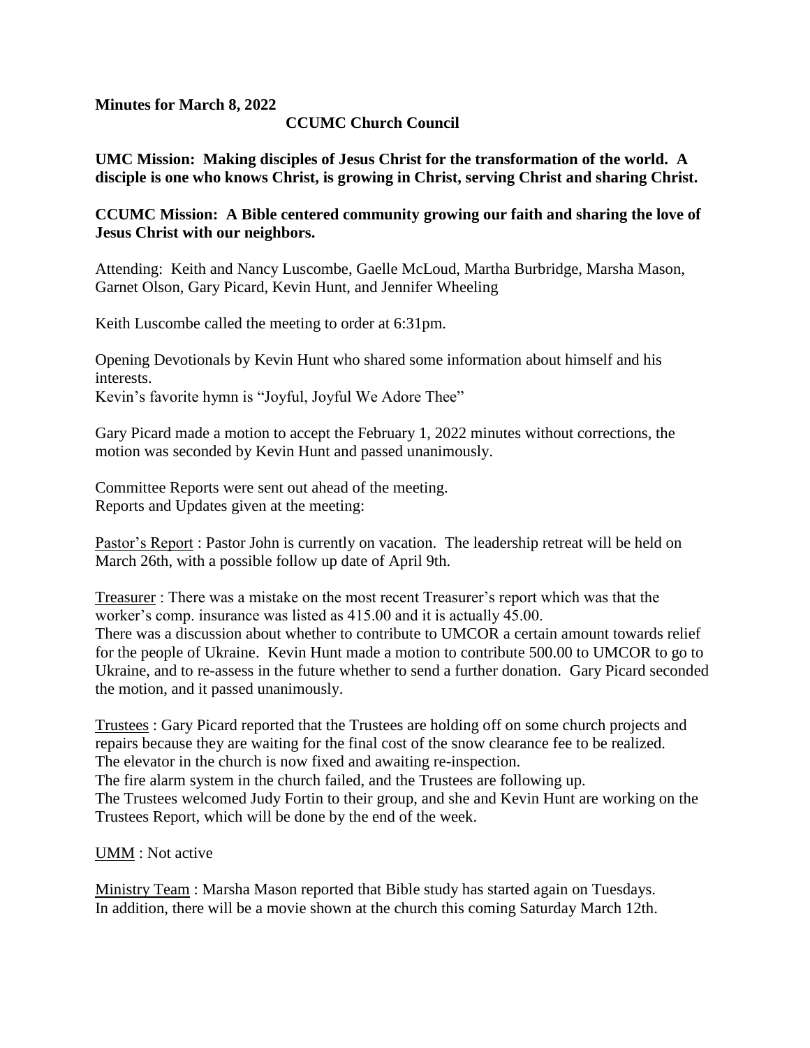**Minutes for March 8, 2022**

**CCUMC Church Council**

**UMC Mission: Making disciples of Jesus Christ for the transformation of the world. A disciple is one who knows Christ, is growing in Christ, serving Christ and sharing Christ.**

**CCUMC Mission: A Bible centered community growing our faith and sharing the love of Jesus Christ with our neighbors.**

Attending: Keith and Nancy Luscombe, Gaelle McLoud, Martha Burbridge, Marsha Mason, Garnet Olson, Gary Picard, Kevin Hunt, and Jennifer Wheeling

Keith Luscombe called the meeting to order at 6:31pm.

Opening Devotionals by Kevin Hunt who shared some information about himself and his interests.
Kevin's favorite hymn is "Joyful, Joyful We Adore Thee"

Gary Picard made a motion to accept the February 1, 2022 minutes without corrections, the motion was seconded by Kevin Hunt and passed unanimously.

Committee Reports were sent out ahead of the meeting.
Reports and Updates given at the meeting:

<u>Pastor's Report</u> : Pastor John is currently on vacation. The leadership retreat will be held on March 26th, with a possible follow up date of April 9th.

<u>Treasurer</u> : There was a mistake on the most recent Treasurer's report which was that the worker's comp. insurance was listed as 415.00 and it is actually 45.00.
There was a discussion about whether to contribute to UMCOR a certain amount towards relief for the people of Ukraine. Kevin Hunt made a motion to contribute 500.00 to UMCOR to go to Ukraine, and to re-assess in the future whether to send a further donation. Gary Picard seconded the motion, and it passed unanimously.

<u>Trustees</u> : Gary Picard reported that the Trustees are holding off on some church projects and repairs because they are waiting for the final cost of the snow clearance fee to be realized.
The elevator in the church is now fixed and awaiting re-inspection.
The fire alarm system in the church failed, and the Trustees are following up.
The Trustees welcomed Judy Fortin to their group, and she and Kevin Hunt are working on the Trustees Report, which will be done by the end of the week.

<u>UMM</u> : Not active

<u>Ministry Team</u> : Marsha Mason reported that Bible study has started again on Tuesdays.
In addition, there will be a movie shown at the church this coming Saturday March 12th.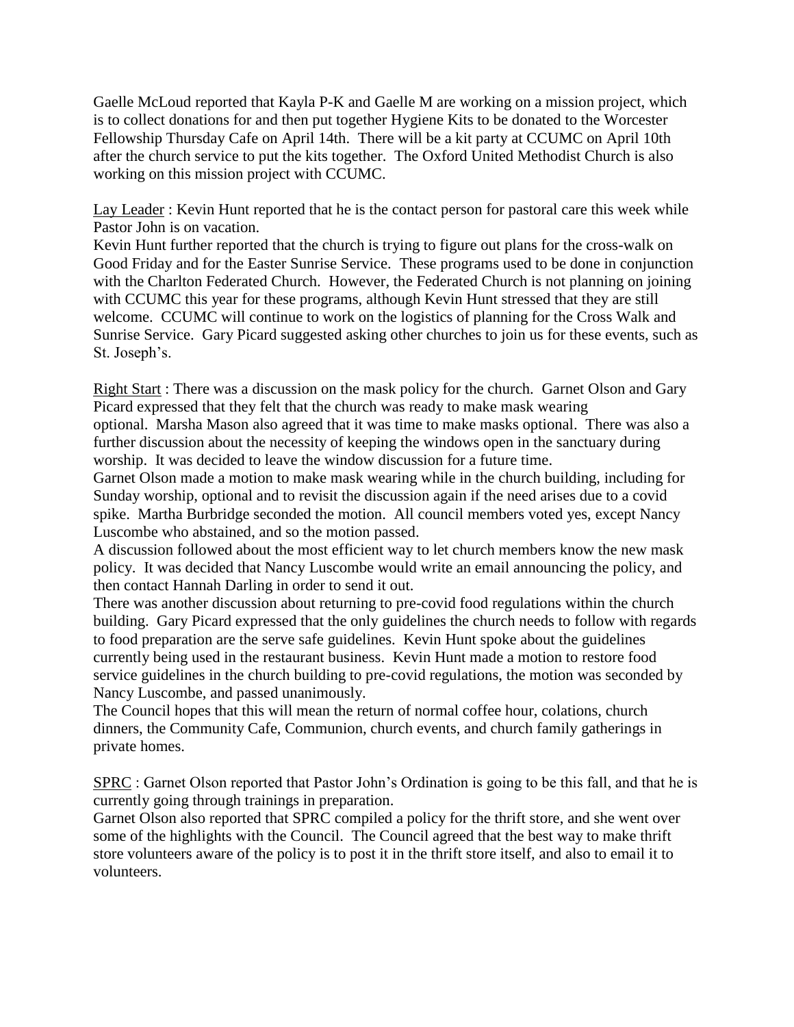Gaelle McLoud reported that Kayla P-K and Gaelle M are working on a mission project, which is to collect donations for and then put together Hygiene Kits to be donated to the Worcester Fellowship Thursday Cafe on April 14th. There will be a kit party at CCUMC on April 10th after the church service to put the kits together. The Oxford United Methodist Church is also working on this mission project with CCUMC.

<u>Lay Leader</u> : Kevin Hunt reported that he is the contact person for pastoral care this week while Pastor John is on vacation.

Kevin Hunt further reported that the church is trying to figure out plans for the cross-walk on Good Friday and for the Easter Sunrise Service. These programs used to be done in conjunction with the Charlton Federated Church. However, the Federated Church is not planning on joining with CCUMC this year for these programs, although Kevin Hunt stressed that they are still welcome. CCUMC will continue to work on the logistics of planning for the Cross Walk and Sunrise Service. Gary Picard suggested asking other churches to join us for these events, such as St. Joseph's.

<u>Right Start</u> : There was a discussion on the mask policy for the church. Garnet Olson and Gary Picard expressed that they felt that the church was ready to make mask wearing optional. Marsha Mason also agreed that it was time to make masks optional. There was also a further discussion about the necessity of keeping the windows open in the sanctuary during worship. It was decided to leave the window discussion for a future time.

Garnet Olson made a motion to make mask wearing while in the church building, including for Sunday worship, optional and to revisit the discussion again if the need arises due to a covid spike. Martha Burbridge seconded the motion. All council members voted yes, except Nancy Luscombe who abstained, and so the motion passed.

A discussion followed about the most efficient way to let church members know the new mask policy. It was decided that Nancy Luscombe would write an email announcing the policy, and then contact Hannah Darling in order to send it out.

There was another discussion about returning to pre-covid food regulations within the church building. Gary Picard expressed that the only guidelines the church needs to follow with regards to food preparation are the serve safe guidelines. Kevin Hunt spoke about the guidelines currently being used in the restaurant business. Kevin Hunt made a motion to restore food service guidelines in the church building to pre-covid regulations, the motion was seconded by Nancy Luscombe, and passed unanimously.

The Council hopes that this will mean the return of normal coffee hour, colations, church dinners, the Community Cafe, Communion, church events, and church family gatherings in private homes.

<u>SPRC</u> : Garnet Olson reported that Pastor John's Ordination is going to be this fall, and that he is currently going through trainings in preparation.

Garnet Olson also reported that SPRC compiled a policy for the thrift store, and she went over some of the highlights with the Council. The Council agreed that the best way to make thrift store volunteers aware of the policy is to post it in the thrift store itself, and also to email it to volunteers.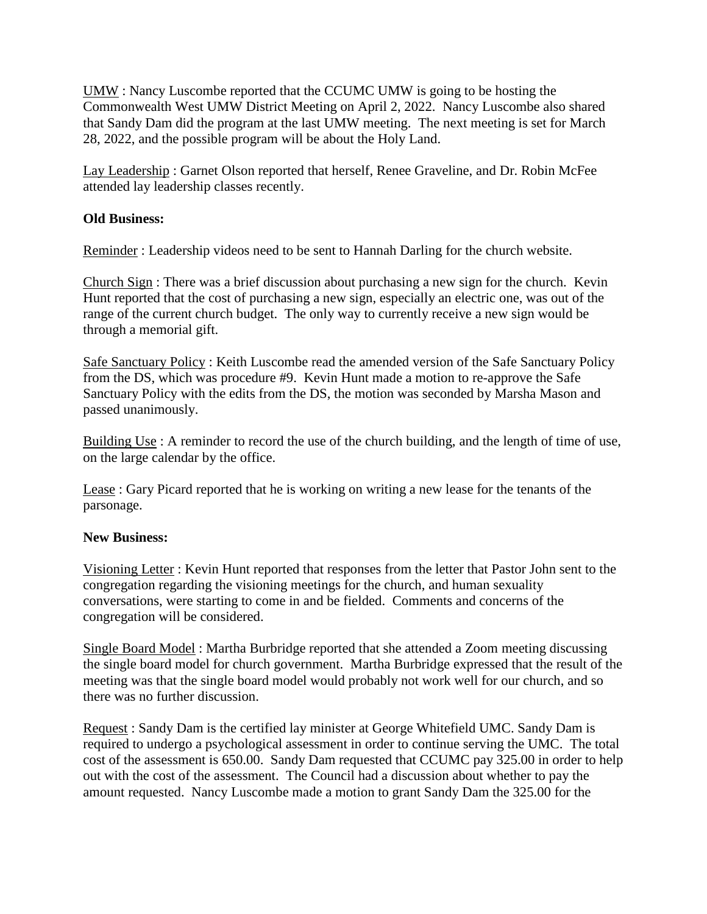UMW : Nancy Luscombe reported that the CCUMC UMW is going to be hosting the Commonwealth West UMW District Meeting on April 2, 2022. Nancy Luscombe also shared that Sandy Dam did the program at the last UMW meeting. The next meeting is set for March 28, 2022, and the possible program will be about the Holy Land.

Lay Leadership : Garnet Olson reported that herself, Renee Graveline, and Dr. Robin McFee attended lay leadership classes recently.

**Old Business:**

Reminder : Leadership videos need to be sent to Hannah Darling for the church website.

Church Sign : There was a brief discussion about purchasing a new sign for the church. Kevin Hunt reported that the cost of purchasing a new sign, especially an electric one, was out of the range of the current church budget. The only way to currently receive a new sign would be through a memorial gift.

Safe Sanctuary Policy : Keith Luscombe read the amended version of the Safe Sanctuary Policy from the DS, which was procedure #9. Kevin Hunt made a motion to re-approve the Safe Sanctuary Policy with the edits from the DS, the motion was seconded by Marsha Mason and passed unanimously.

Building Use : A reminder to record the use of the church building, and the length of time of use, on the large calendar by the office.

Lease : Gary Picard reported that he is working on writing a new lease for the tenants of the parsonage.

**New Business:**

Visioning Letter : Kevin Hunt reported that responses from the letter that Pastor John sent to the congregation regarding the visioning meetings for the church, and human sexuality conversations, were starting to come in and be fielded. Comments and concerns of the congregation will be considered.

Single Board Model : Martha Burbridge reported that she attended a Zoom meeting discussing the single board model for church government. Martha Burbridge expressed that the result of the meeting was that the single board model would probably not work well for our church, and so there was no further discussion.

Request : Sandy Dam is the certified lay minister at George Whitefield UMC. Sandy Dam is required to undergo a psychological assessment in order to continue serving the UMC. The total cost of the assessment is 650.00. Sandy Dam requested that CCUMC pay 325.00 in order to help out with the cost of the assessment. The Council had a discussion about whether to pay the amount requested. Nancy Luscombe made a motion to grant Sandy Dam the 325.00 for the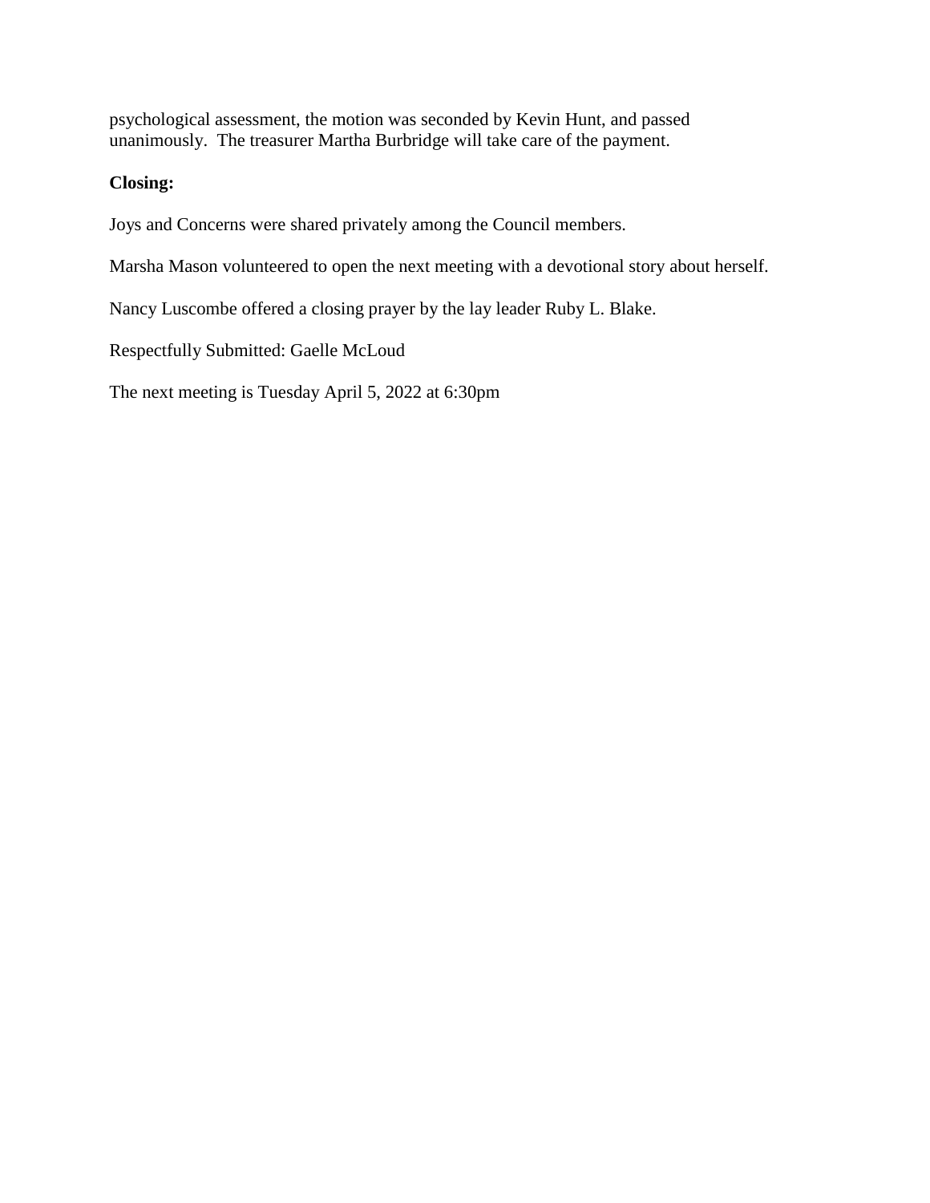psychological assessment, the motion was seconded by Kevin Hunt, and passed unanimously. The treasurer Martha Burbridge will take care of the payment.

**Closing:**

Joys and Concerns were shared privately among the Council members.

Marsha Mason volunteered to open the next meeting with a devotional story about herself.

Nancy Luscombe offered a closing prayer by the lay leader Ruby L. Blake.

Respectfully Submitted: Gaelle McLoud

The next meeting is Tuesday April 5, 2022 at 6:30pm